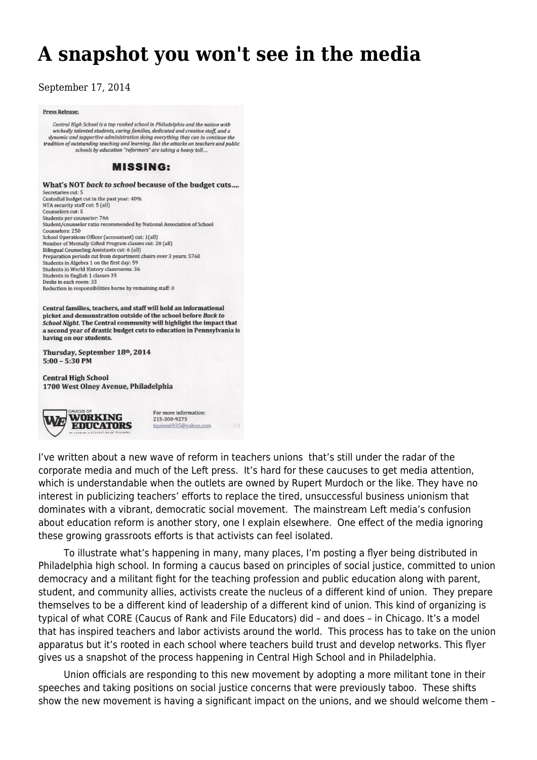# A snapshot you won't see in the media

September 17, 2014

**Press Release:**

*Central High School is a top ranked school in Philadelphia and the nation with wickedly talented students, caring families, dedicated and creative staff, and a dynamic and supportive administration doing everything they can to continue the tradition of outstanding teaching and learning. But the attacks on teachers and public schools by education "reformers" are taking a heavy toll....*

## MISSING:

**What's NOT *back to school* because of the budget cuts....**

Secretaries cut: 5
Custodial budget cut in the past year: 40%
NTA security staff cut: 5 (all)
Counselors cut: 5
Students per counselor: 766
Student/counselor ratio recommended by National Association of School Counselors: 250
School Operations Officer (accountant) cut: 1(all)
Number of Mentally Gifted Program classes cut: 28 (all)
Bilingual Counseling Assistants cut: 6 (all)
Preparation periods cut from department chairs over 3 years: 5760
Students in Algebra 1 on the first day: 59
Students in World History classrooms: 36
Students in English 1 classes 35
Desks in each room: 33
Reduction in responsibilities borne by remaining staff: 0

**Central families, teachers, and staff will hold an informational picket and demonstration outside of the school before *Back to School Night*. The Central community will highlight the impact that a second year of drastic budget cuts to education in Pennsylvania is having on our students.**

**Thursday, September 18th, 2014**
**5:00 – 5:30 PM**

**Central High School**
**1700 West Olney Avenue, Philadelphia**

CAUCUS OF WORKING EDUCATORS

For more information:
215-300-9275
tquinn6935@yahoo.com

I've written about a new wave of reform in teachers unions that's still under the radar of the corporate media and much of the Left press. It's hard for these caucuses to get media attention, which is understandable when the outlets are owned by Rupert Murdoch or the like. They have no interest in publicizing teachers' efforts to replace the tired, unsuccessful business unionism that dominates with a vibrant, democratic social movement. The mainstream Left media's confusion about education reform is another story, one I explain elsewhere. One effect of the media ignoring these growing grassroots efforts is that activists can feel isolated.

To illustrate what's happening in many, many places, I'm posting a flyer being distributed in Philadelphia high school. In forming a caucus based on principles of social justice, committed to union democracy and a militant fight for the teaching profession and public education along with parent, student, and community allies, activists create the nucleus of a different kind of union. They prepare themselves to be a different kind of leadership of a different kind of union. This kind of organizing is typical of what CORE (Caucus of Rank and File Educators) did – and does – in Chicago. It's a model that has inspired teachers and labor activists around the world. This process has to take on the union apparatus but it's rooted in each school where teachers build trust and develop networks. This flyer gives us a snapshot of the process happening in Central High School and in Philadelphia.

Union officials are responding to this new movement by adopting a more militant tone in their speeches and taking positions on social justice concerns that were previously taboo. These shifts show the new movement is having a significant impact on the unions, and we should welcome them –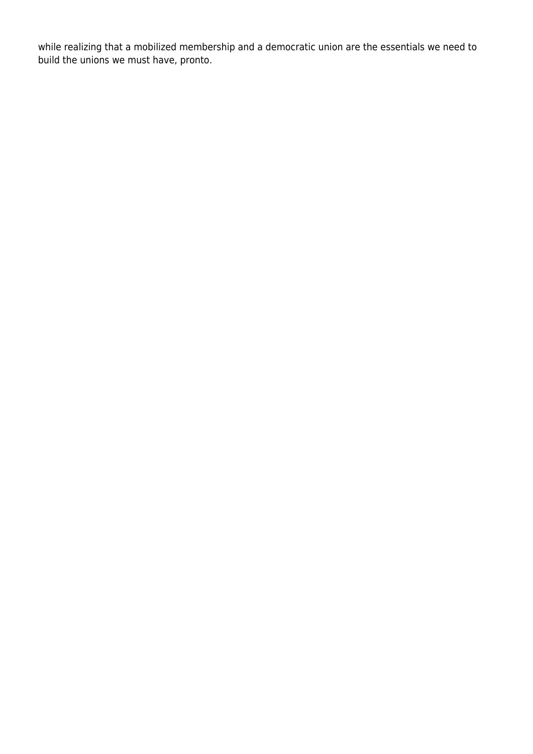while realizing that a mobilized membership and a democratic union are the essentials we need to build the unions we must have, pronto.